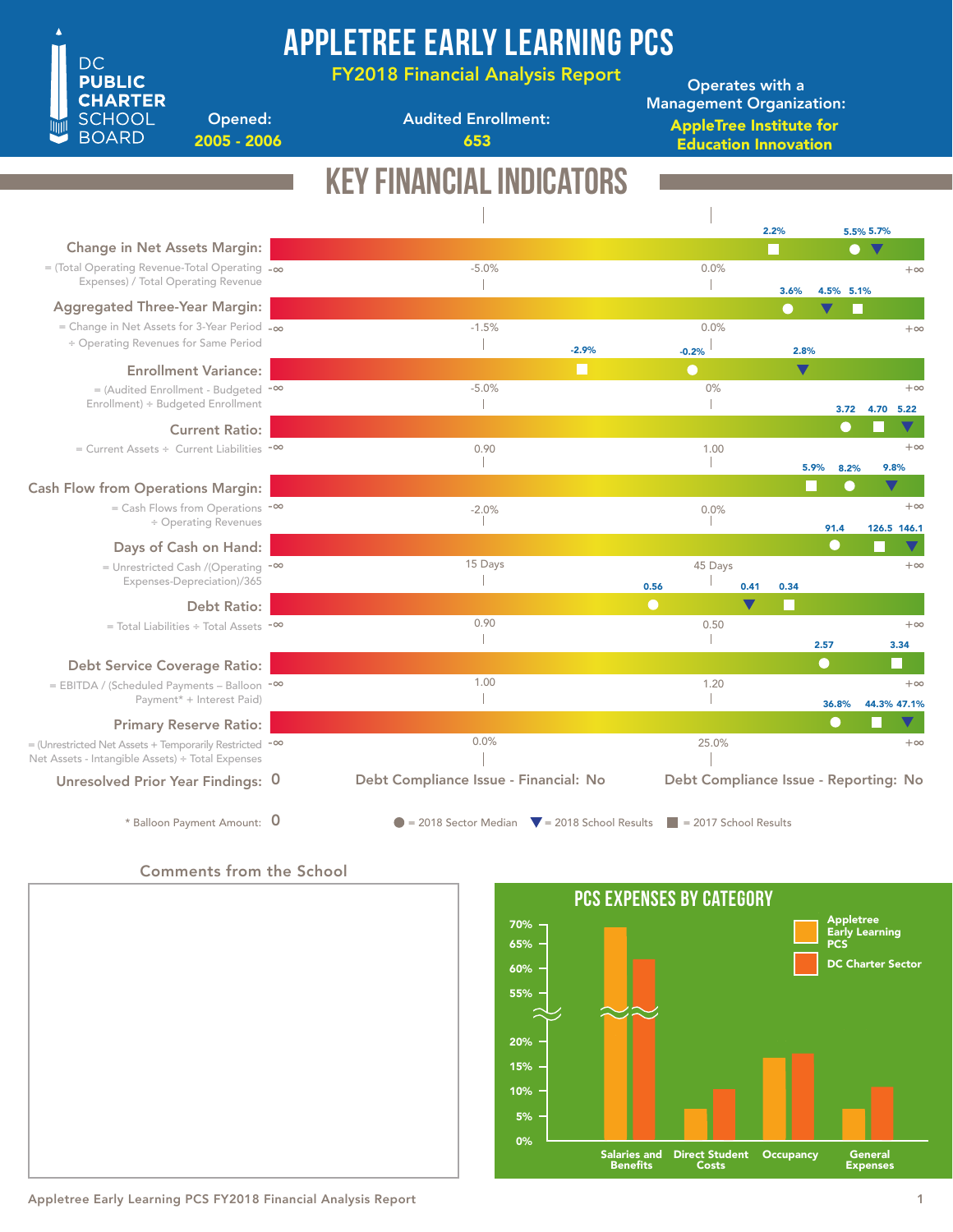# APPLETREE EARLY LEARNING PCS

**FY2018 Financial Analysis Report**

DC PUBLIC CHARTER SCHOOL BOARD

**Opened:** 2005 - 2006

**Audited Enrollment:** 653

**Operates with a Management Organization:** AppleTree Institute for Education Innovation

## KEY FINANCIAL INDICATORS

| Indicator | Formula | Scale markers | 2018 Sector Median | 2018 School Results | 2017 School Results |
|---|---|---|---|---|---|
| Change in Net Assets Margin | = (Total Operating Revenue-Total Operating Expenses) / Total Operating Revenue | -∞, -5.0%, 0.0%, +∞ | 5.5% | 5.7% | 2.2% |
| Aggregated Three-Year Margin | = Change in Net Assets for 3-Year Period ÷ Operating Revenues for Same Period | -∞, -1.5%, 0.0%, +∞ | 3.6% | 4.5% | 5.1% |
| Enrollment Variance | = (Audited Enrollment - Budgeted Enrollment) ÷ Budgeted Enrollment | -∞, -5.0%, 0%, +∞ | -0.2% | 2.8% | -2.9% |
| Current Ratio | = Current Assets ÷ Current Liabilities | -∞, 0.90, 1.00, +∞ | 3.72 | 5.22 | 4.70 |
| Cash Flow from Operations Margin | = Cash Flows from Operations ÷ Operating Revenues | -∞, -2.0%, 0.0%, +∞ | 8.2% | 9.8% | 5.9% |
| Days of Cash on Hand | = Unrestricted Cash /(Operating Expenses-Depreciation)/365 | -∞, 15 Days, 45 Days, +∞ | 91.4 | 146.1 | 126.5 |
| Debt Ratio | = Total Liabilities ÷ Total Assets | -∞, 0.90, 0.50, +∞ | 0.56 | 0.41 | 0.34 |
| Debt Service Coverage Ratio | = EBITDA / (Scheduled Payments – Balloon Payment* + Interest Paid) | -∞, 1.00, 1.20, +∞ | 2.57 | | 3.34 |
| Primary Reserve Ratio | = (Unrestricted Net Assets + Temporarily Restricted Net Assets - Intangible Assets) ÷ Total Expenses | -∞, 0.0%, 25.0%, +∞ | 36.8% | 47.1% | 44.3% |

**Unresolved Prior Year Findings:** 0

**Debt Compliance Issue - Financial:** No

**Debt Compliance Issue - Reporting:** No

\* Balloon Payment Amount: 0

● = 2018 Sector Median ▼ = 2018 School Results ■ = 2017 School Results

### Comments from the School

### PCS EXPENSES BY CATEGORY

Legend: Appletree Early Learning PCS; DC Charter Sector

| Category | Appletree Early Learning PCS | DC Charter Sector |
|---|---|---|
| Salaries and Benefits | ~69% | ~62% |
| Direct Student Costs | ~6% | ~10% |
| Occupancy | ~17% | ~18% |
| General Expenses | ~6% | ~11% |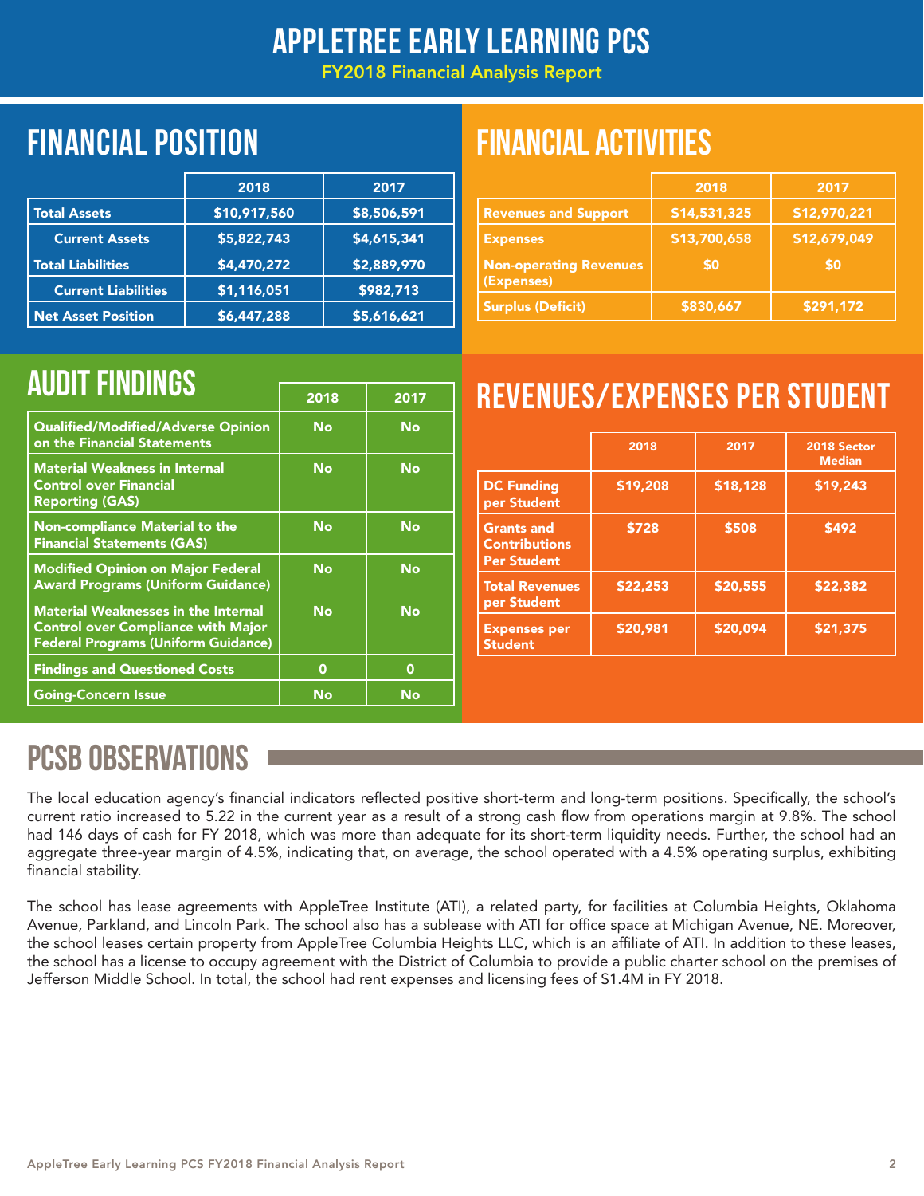# APPLETREE EARLY LEARNING PCS

FY2018 Financial Analysis Report

## FINANCIAL POSITION

| | 2018 | 2017 |
|---|---|---|
| Total Assets | $10,917,560 | $8,506,591 |
| Current Assets | $5,822,743 | $4,615,341 |
| Total Liabilities | $4,470,272 | $2,889,970 |
| Current Liabilities | $1,116,051 | $982,713 |
| Net Asset Position | $6,447,288 | $5,616,621 |

## FINANCIAL ACTIVITIES

| | 2018 | 2017 |
|---|---|---|
| Revenues and Support | $14,531,325 | $12,970,221 |
| Expenses | $13,700,658 | $12,679,049 |
| Non-operating Revenues (Expenses) | $0 | $0 |
| Surplus (Deficit) | $830,667 | $291,172 |

## AUDIT FINDINGS

| | 2018 | 2017 |
|---|---|---|
| Qualified/Modified/Adverse Opinion on the Financial Statements | No | No |
| Material Weakness in Internal Control over Financial Reporting (GAS) | No | No |
| Non-compliance Material to the Financial Statements (GAS) | No | No |
| Modified Opinion on Major Federal Award Programs (Uniform Guidance) | No | No |
| Material Weaknesses in the Internal Control over Compliance with Major Federal Programs (Uniform Guidance) | No | No |
| Findings and Questioned Costs | 0 | 0 |
| Going-Concern Issue | No | No |

## REVENUES/EXPENSES PER STUDENT

| | 2018 | 2017 | 2018 Sector Median |
|---|---|---|---|
| DC Funding per Student | $19,208 | $18,128 | $19,243 |
| Grants and Contributions Per Student | $728 | $508 | $492 |
| Total Revenues per Student | $22,253 | $20,555 | $22,382 |
| Expenses per Student | $20,981 | $20,094 | $21,375 |

## PCSB OBSERVATIONS

The local education agency's financial indicators reflected positive short-term and long-term positions. Specifically, the school's current ratio increased to 5.22 in the current year as a result of a strong cash flow from operations margin at 9.8%. The school had 146 days of cash for FY 2018, which was more than adequate for its short-term liquidity needs. Further, the school had an aggregate three-year margin of 4.5%, indicating that, on average, the school operated with a 4.5% operating surplus, exhibiting financial stability.

The school has lease agreements with AppleTree Institute (ATI), a related party, for facilities at Columbia Heights, Oklahoma Avenue, Parkland, and Lincoln Park. The school also has a sublease with ATI for office space at Michigan Avenue, NE. Moreover, the school leases certain property from AppleTree Columbia Heights LLC, which is an affiliate of ATI. In addition to these leases, the school has a license to occupy agreement with the District of Columbia to provide a public charter school on the premises of Jefferson Middle School. In total, the school had rent expenses and licensing fees of $1.4M in FY 2018.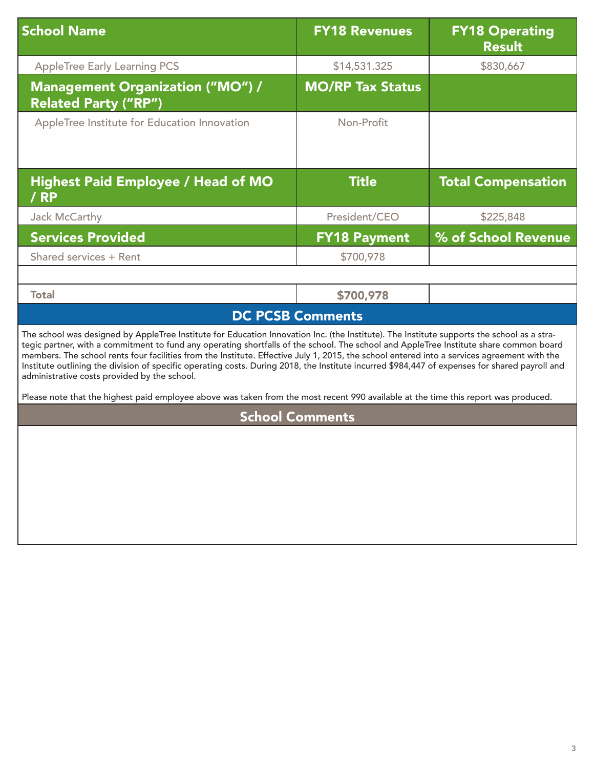| School Name | FY18 Revenues | FY18 Operating Result |
| --- | --- | --- |
| AppleTree Early Learning PCS | $14,531.325 | $830,667 |
| **Management Organization ("MO") / Related Party ("RP")** | **MO/RP Tax Status** | |
| AppleTree Institute for Education Innovation | Non-Profit | |
| **Highest Paid Employee / Head of MO / RP** | **Title** | **Total Compensation** |
| Jack McCarthy | President/CEO | $225,848 |
| **Services Provided** | **FY18 Payment** | **% of School Revenue** |
| Shared services + Rent | $700,978 | |
| | | |
| **Total** | **$700,978** | |

## DC PCSB Comments

The school was designed by AppleTree Institute for Education Innovation Inc. (the Institute). The Institute supports the school as a strategic partner, with a commitment to fund any operating shortfalls of the school. The school and AppleTree Institute share common board members. The school rents four facilities from the Institute. Effective July 1, 2015, the school entered into a services agreement with the Institute outlining the division of specific operating costs. During 2018, the Institute incurred $984,447 of expenses for shared payroll and administrative costs provided by the school.

Please note that the highest paid employee above was taken from the most recent 990 available at the time this report was produced.

## School Comments